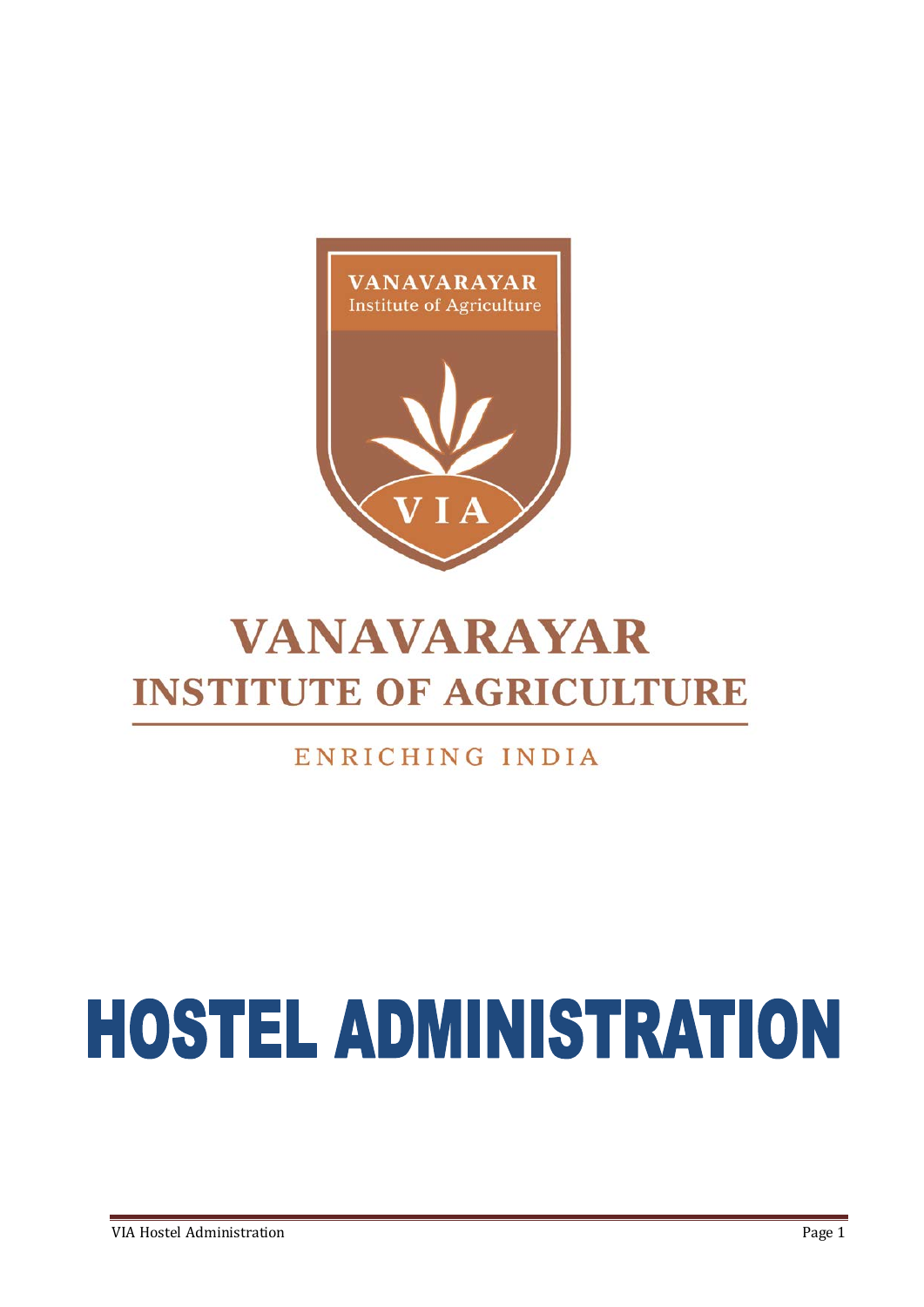VANAVARAYAR
Institute of Agriculture

VIA

# VANAVARAYAR
# INSTITUTE OF AGRICULTURE

ENRICHING INDIA

# HOSTEL ADMINISTRATION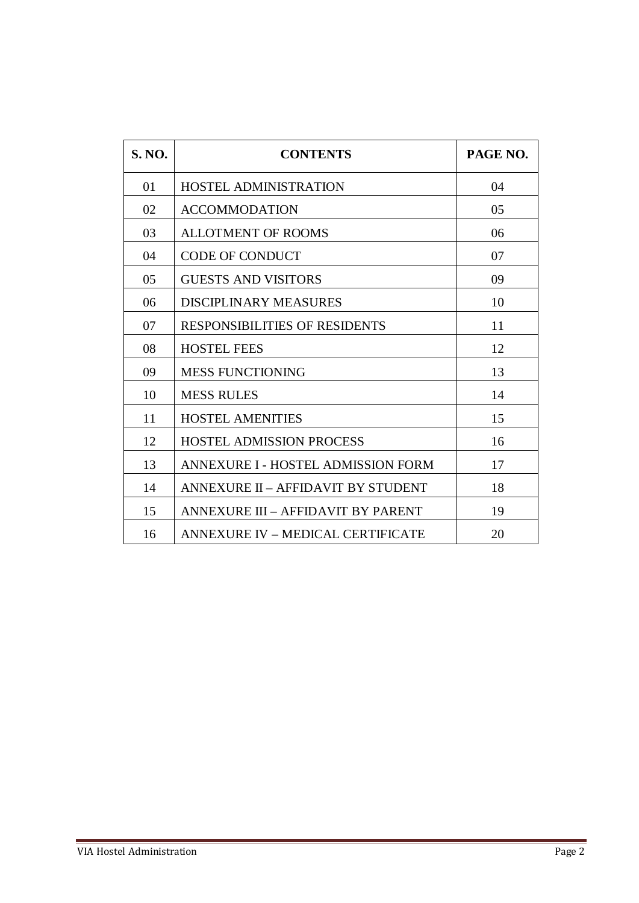| S. NO. | CONTENTS | PAGE NO. |
|---|---|---|
| 01 | HOSTEL ADMINISTRATION | 04 |
| 02 | ACCOMMODATION | 05 |
| 03 | ALLOTMENT OF ROOMS | 06 |
| 04 | CODE OF CONDUCT | 07 |
| 05 | GUESTS AND VISITORS | 09 |
| 06 | DISCIPLINARY MEASURES | 10 |
| 07 | RESPONSIBILITIES OF RESIDENTS | 11 |
| 08 | HOSTEL FEES | 12 |
| 09 | MESS FUNCTIONING | 13 |
| 10 | MESS RULES | 14 |
| 11 | HOSTEL AMENITIES | 15 |
| 12 | HOSTEL ADMISSION PROCESS | 16 |
| 13 | ANNEXURE I - HOSTEL ADMISSION FORM | 17 |
| 14 | ANNEXURE II – AFFIDAVIT BY STUDENT | 18 |
| 15 | ANNEXURE III – AFFIDAVIT BY PARENT | 19 |
| 16 | ANNEXURE IV – MEDICAL CERTIFICATE | 20 |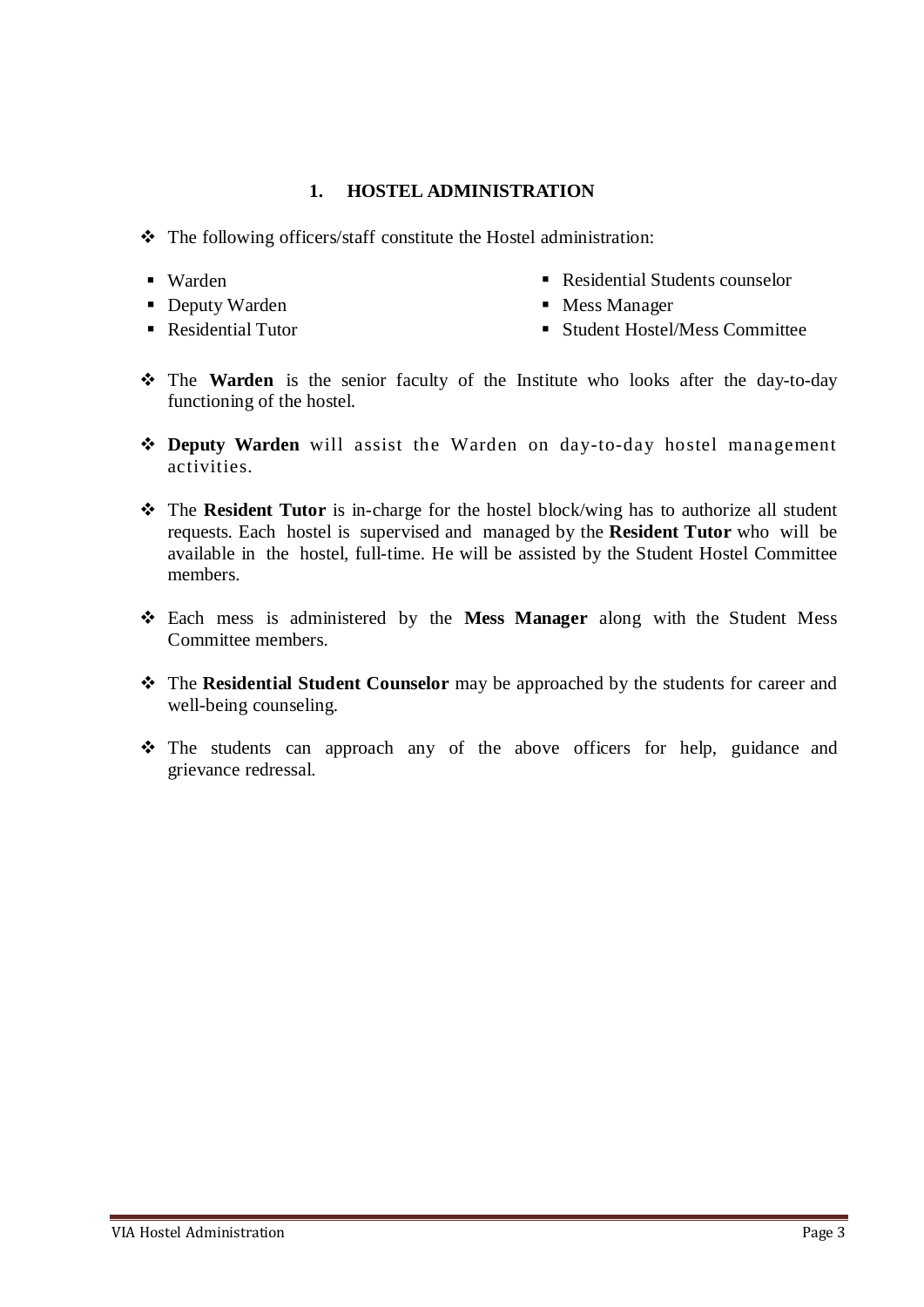## 1. HOSTEL ADMINISTRATION

- The following officers/staff constitute the Hostel administration:

  - Warden
  - Deputy Warden
  - Residential Tutor
  - Residential Students counselor
  - Mess Manager
  - Student Hostel/Mess Committee

- The **Warden** is the senior faculty of the Institute who looks after the day-to-day functioning of the hostel.

- **Deputy Warden** will assist the Warden on day-to-day hostel management activities.

- The **Resident Tutor** is in-charge for the hostel block/wing has to authorize all student requests. Each hostel is supervised and managed by the **Resident Tutor** who will be available in the hostel, full-time. He will be assisted by the Student Hostel Committee members.

- Each mess is administered by the **Mess Manager** along with the Student Mess Committee members.

- The **Residential Student Counselor** may be approached by the students for career and well-being counseling.

- The students can approach any of the above officers for help, guidance and grievance redressal.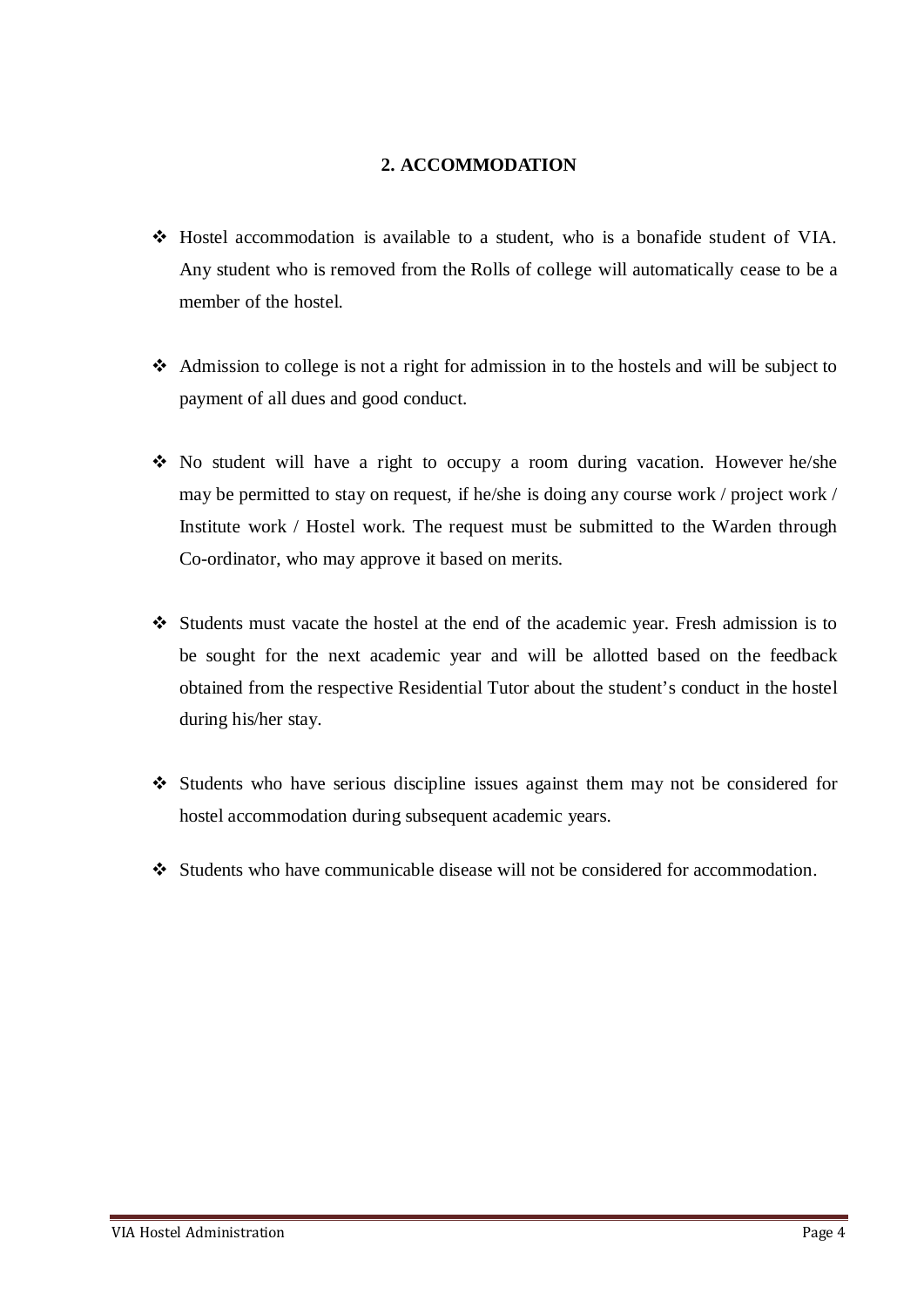## 2. ACCOMMODATION

- Hostel accommodation is available to a student, who is a bonafide student of VIA. Any student who is removed from the Rolls of college will automatically cease to be a member of the hostel.

- Admission to college is not a right for admission in to the hostels and will be subject to payment of all dues and good conduct.

- No student will have a right to occupy a room during vacation. However he/she may be permitted to stay on request, if he/she is doing any course work / project work / Institute work / Hostel work. The request must be submitted to the Warden through Co-ordinator, who may approve it based on merits.

- Students must vacate the hostel at the end of the academic year. Fresh admission is to be sought for the next academic year and will be allotted based on the feedback obtained from the respective Residential Tutor about the student's conduct in the hostel during his/her stay.

- Students who have serious discipline issues against them may not be considered for hostel accommodation during subsequent academic years.

- Students who have communicable disease will not be considered for accommodation.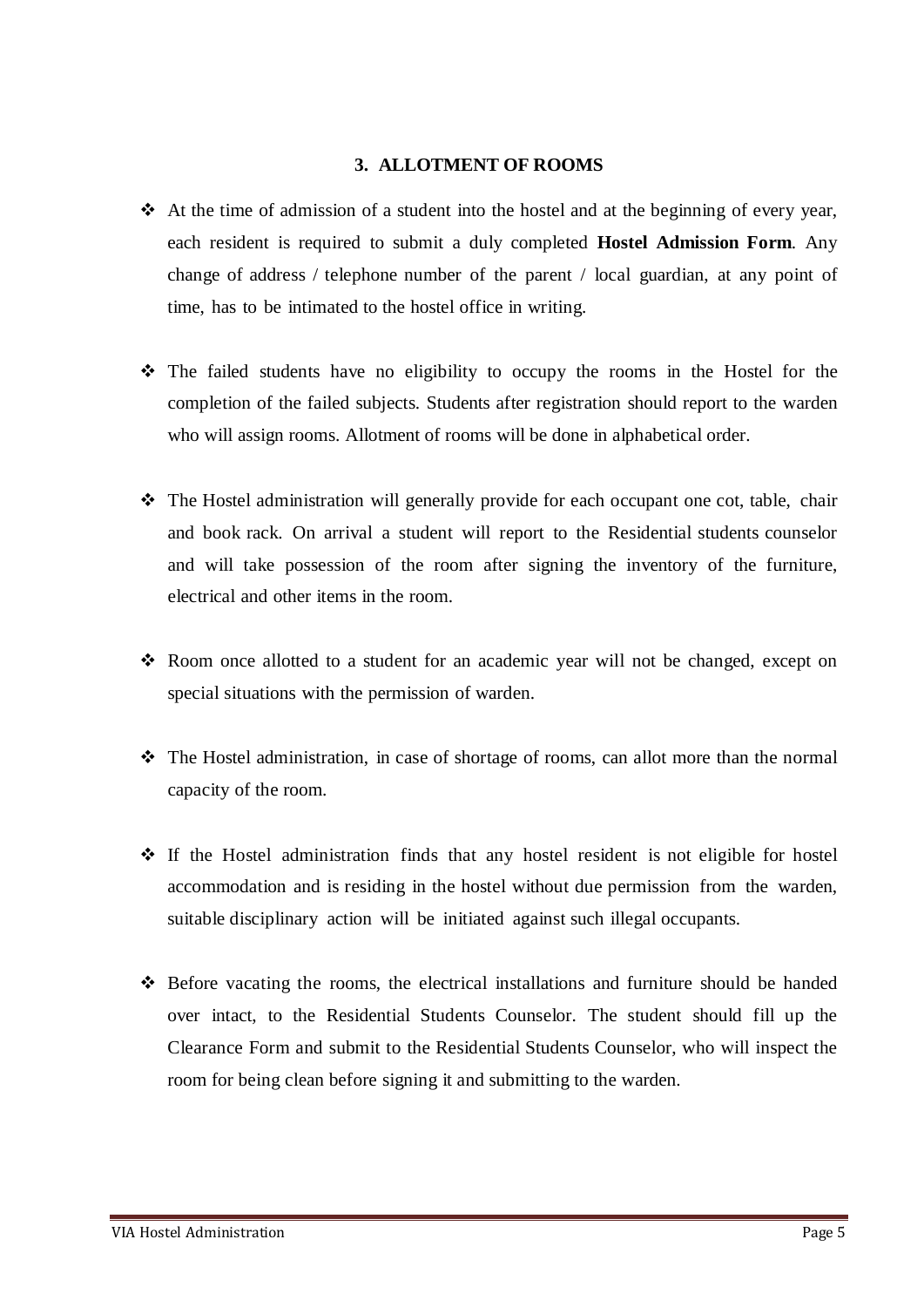## 3. ALLOTMENT OF ROOMS

- At the time of admission of a student into the hostel and at the beginning of every year, each resident is required to submit a duly completed **Hostel Admission Form**. Any change of address / telephone number of the parent / local guardian, at any point of time, has to be intimated to the hostel office in writing.

- The failed students have no eligibility to occupy the rooms in the Hostel for the completion of the failed subjects. Students after registration should report to the warden who will assign rooms. Allotment of rooms will be done in alphabetical order.

- The Hostel administration will generally provide for each occupant one cot, table, chair and book rack. On arrival a student will report to the Residential students counselor and will take possession of the room after signing the inventory of the furniture, electrical and other items in the room.

- Room once allotted to a student for an academic year will not be changed, except on special situations with the permission of warden.

- The Hostel administration, in case of shortage of rooms, can allot more than the normal capacity of the room.

- If the Hostel administration finds that any hostel resident is not eligible for hostel accommodation and is residing in the hostel without due permission from the warden, suitable disciplinary action will be initiated against such illegal occupants.

- Before vacating the rooms, the electrical installations and furniture should be handed over intact, to the Residential Students Counselor. The student should fill up the Clearance Form and submit to the Residential Students Counselor, who will inspect the room for being clean before signing it and submitting to the warden.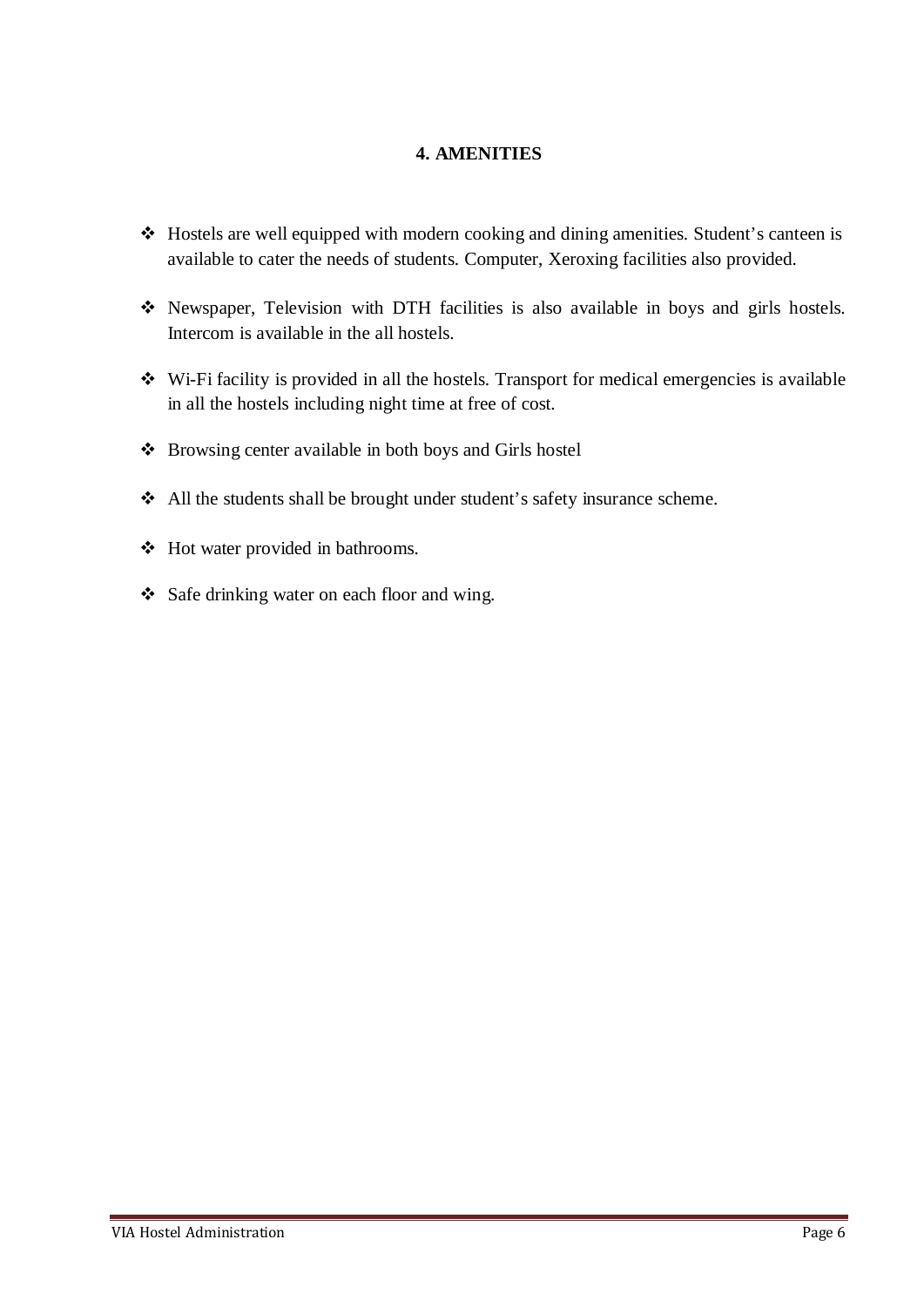## 4. AMENITIES

- Hostels are well equipped with modern cooking and dining amenities. Student's canteen is available to cater the needs of students. Computer, Xeroxing facilities also provided.
- Newspaper, Television with DTH facilities is also available in boys and girls hostels. Intercom is available in the all hostels.
- Wi-Fi facility is provided in all the hostels. Transport for medical emergencies is available in all the hostels including night time at free of cost.
- Browsing center available in both boys and Girls hostel
- All the students shall be brought under student's safety insurance scheme.
- Hot water provided in bathrooms.
- Safe drinking water on each floor and wing.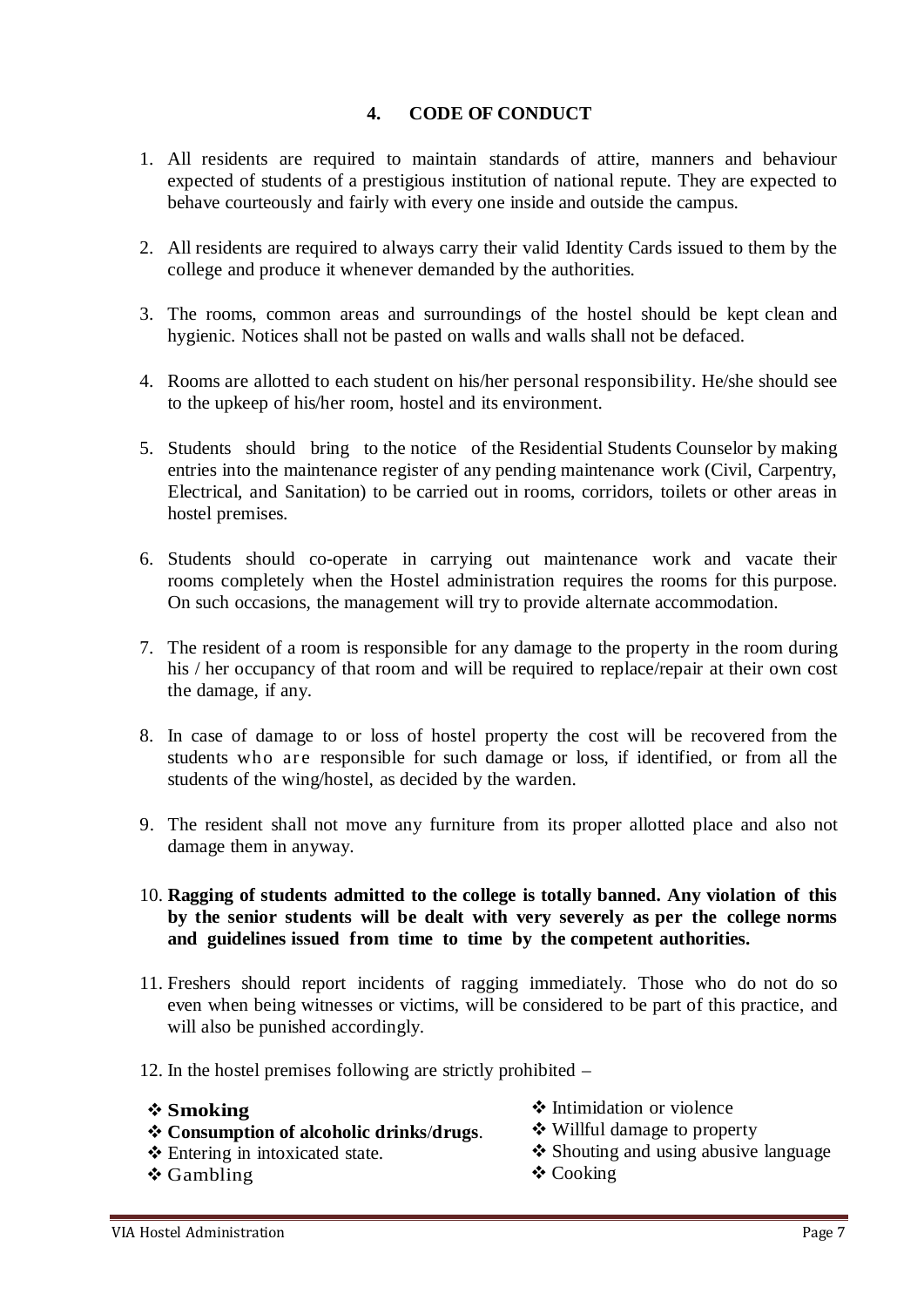## 4. CODE OF CONDUCT

1. All residents are required to maintain standards of attire, manners and behaviour expected of students of a prestigious institution of national repute. They are expected to behave courteously and fairly with every one inside and outside the campus.

2. All residents are required to always carry their valid Identity Cards issued to them by the college and produce it whenever demanded by the authorities.

3. The rooms, common areas and surroundings of the hostel should be kept clean and hygienic. Notices shall not be pasted on walls and walls shall not be defaced.

4. Rooms are allotted to each student on his/her personal responsibility. He/she should see to the upkeep of his/her room, hostel and its environment.

5. Students should bring to the notice of the Residential Students Counselor by making entries into the maintenance register of any pending maintenance work (Civil, Carpentry, Electrical, and Sanitation) to be carried out in rooms, corridors, toilets or other areas in hostel premises.

6. Students should co-operate in carrying out maintenance work and vacate their rooms completely when the Hostel administration requires the rooms for this purpose. On such occasions, the management will try to provide alternate accommodation.

7. The resident of a room is responsible for any damage to the property in the room during his / her occupancy of that room and will be required to replace/repair at their own cost the damage, if any.

8. In case of damage to or loss of hostel property the cost will be recovered from the students who are responsible for such damage or loss, if identified, or from all the students of the wing/hostel, as decided by the warden.

9. The resident shall not move any furniture from its proper allotted place and also not damage them in anyway.

10. **Ragging of students admitted to the college is totally banned. Any violation of this by the senior students will be dealt with very severely as per the college norms and guidelines issued from time to time by the competent authorities.**

11. Freshers should report incidents of ragging immediately. Those who do not do so even when being witnesses or victims, will be considered to be part of this practice, and will also be punished accordingly.

12. In the hostel premises following are strictly prohibited –

- **Smoking**
- **Consumption of alcoholic drinks/drugs**.
- Entering in intoxicated state.
- Gambling
- Intimidation or violence
- Willful damage to property
- Shouting and using abusive language
- Cooking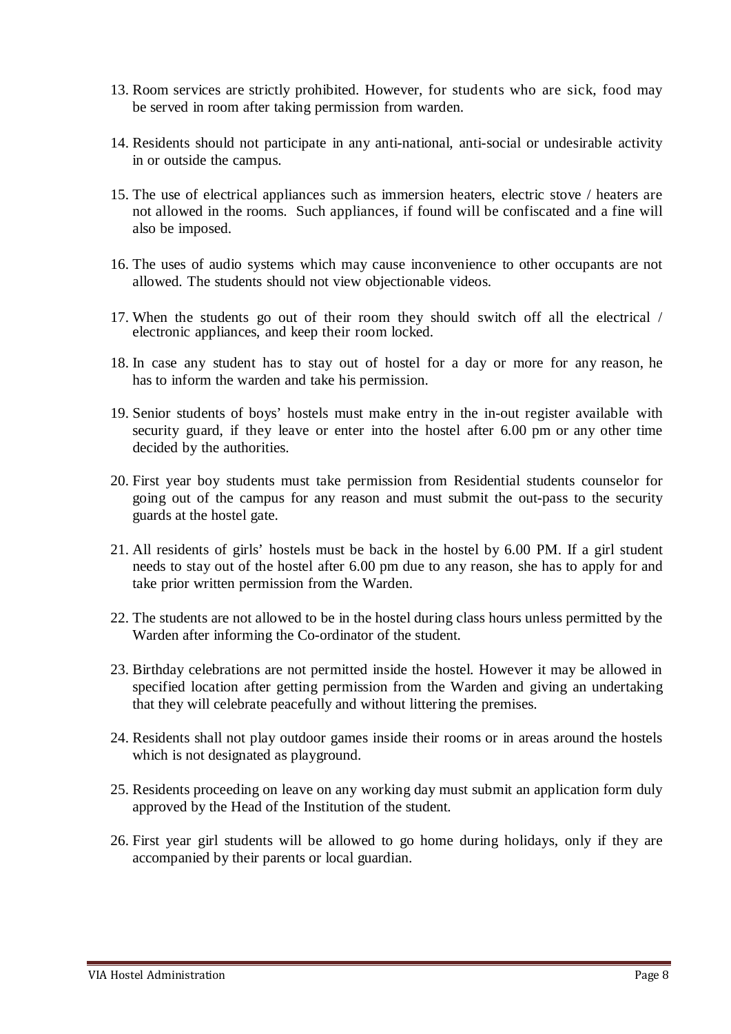13. Room services are strictly prohibited. However, for students who are sick, food may be served in room after taking permission from warden.

14. Residents should not participate in any anti-national, anti-social or undesirable activity in or outside the campus.

15. The use of electrical appliances such as immersion heaters, electric stove / heaters are not allowed in the rooms. Such appliances, if found will be confiscated and a fine will also be imposed.

16. The uses of audio systems which may cause inconvenience to other occupants are not allowed. The students should not view objectionable videos.

17. When the students go out of their room they should switch off all the electrical / electronic appliances, and keep their room locked.

18. In case any student has to stay out of hostel for a day or more for any reason, he has to inform the warden and take his permission.

19. Senior students of boys' hostels must make entry in the in-out register available with security guard, if they leave or enter into the hostel after 6.00 pm or any other time decided by the authorities.

20. First year boy students must take permission from Residential students counselor for going out of the campus for any reason and must submit the out-pass to the security guards at the hostel gate.

21. All residents of girls' hostels must be back in the hostel by 6.00 PM. If a girl student needs to stay out of the hostel after 6.00 pm due to any reason, she has to apply for and take prior written permission from the Warden.

22. The students are not allowed to be in the hostel during class hours unless permitted by the Warden after informing the Co-ordinator of the student.

23. Birthday celebrations are not permitted inside the hostel. However it may be allowed in specified location after getting permission from the Warden and giving an undertaking that they will celebrate peacefully and without littering the premises.

24. Residents shall not play outdoor games inside their rooms or in areas around the hostels which is not designated as playground.

25. Residents proceeding on leave on any working day must submit an application form duly approved by the Head of the Institution of the student.

26. First year girl students will be allowed to go home during holidays, only if they are accompanied by their parents or local guardian.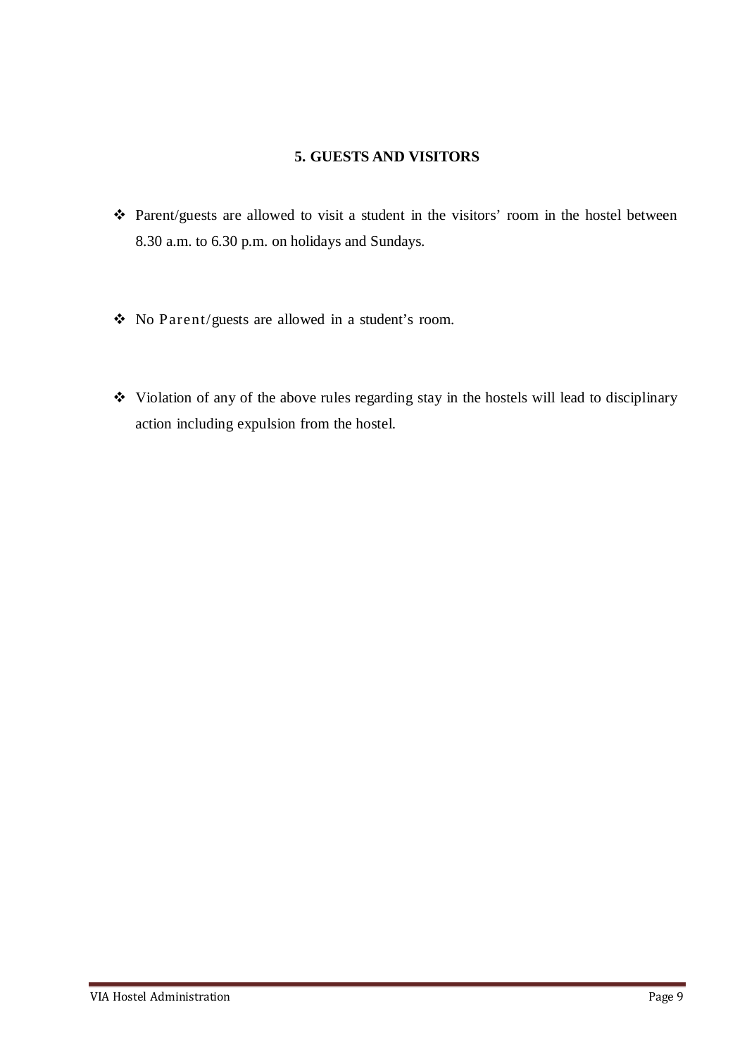## 5. GUESTS AND VISITORS

- Parent/guests are allowed to visit a student in the visitors' room in the hostel between 8.30 a.m. to 6.30 p.m. on holidays and Sundays.

- No Parent/guests are allowed in a student's room.

- Violation of any of the above rules regarding stay in the hostels will lead to disciplinary action including expulsion from the hostel.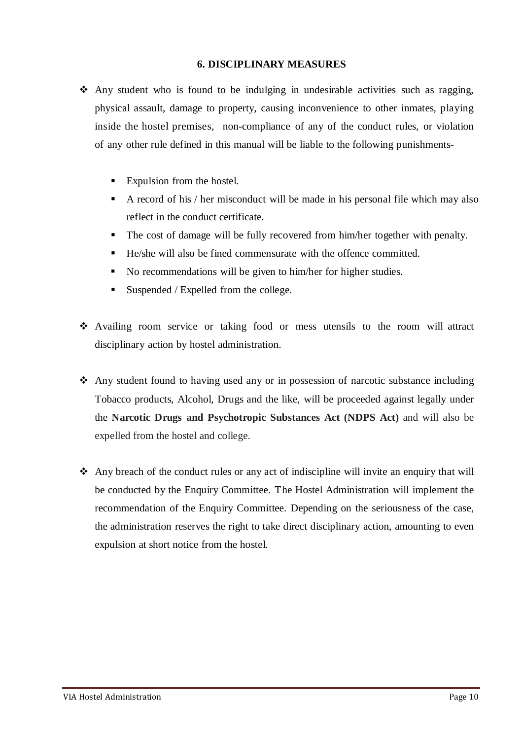## 6. DISCIPLINARY MEASURES

- Any student who is found to be indulging in undesirable activities such as ragging, physical assault, damage to property, causing inconvenience to other inmates, playing inside the hostel premises, non-compliance of any of the conduct rules, or violation of any other rule defined in this manual will be liable to the following punishments-
  - Expulsion from the hostel.
  - A record of his / her misconduct will be made in his personal file which may also reflect in the conduct certificate.
  - The cost of damage will be fully recovered from him/her together with penalty.
  - He/she will also be fined commensurate with the offence committed.
  - No recommendations will be given to him/her for higher studies.
  - Suspended / Expelled from the college.

- Availing room service or taking food or mess utensils to the room will attract disciplinary action by hostel administration.

- Any student found to having used any or in possession of narcotic substance including Tobacco products, Alcohol, Drugs and the like, will be proceeded against legally under the **Narcotic Drugs and Psychotropic Substances Act (NDPS Act)** and will also be expelled from the hostel and college.

- Any breach of the conduct rules or any act of indiscipline will invite an enquiry that will be conducted by the Enquiry Committee. The Hostel Administration will implement the recommendation of the Enquiry Committee. Depending on the seriousness of the case, the administration reserves the right to take direct disciplinary action, amounting to even expulsion at short notice from the hostel.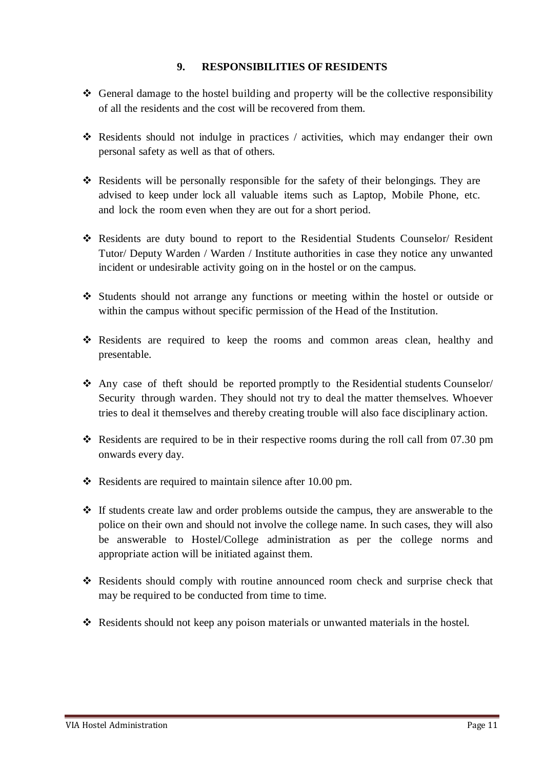## 9. RESPONSIBILITIES OF RESIDENTS

- General damage to the hostel building and property will be the collective responsibility of all the residents and the cost will be recovered from them.

- Residents should not indulge in practices / activities, which may endanger their own personal safety as well as that of others.

- Residents will be personally responsible for the safety of their belongings. They are advised to keep under lock all valuable items such as Laptop, Mobile Phone, etc. and lock the room even when they are out for a short period.

- Residents are duty bound to report to the Residential Students Counselor/ Resident Tutor/ Deputy Warden / Warden / Institute authorities in case they notice any unwanted incident or undesirable activity going on in the hostel or on the campus.

- Students should not arrange any functions or meeting within the hostel or outside or within the campus without specific permission of the Head of the Institution.

- Residents are required to keep the rooms and common areas clean, healthy and presentable.

- Any case of theft should be reported promptly to the Residential students Counselor/ Security through warden. They should not try to deal the matter themselves. Whoever tries to deal it themselves and thereby creating trouble will also face disciplinary action.

- Residents are required to be in their respective rooms during the roll call from 07.30 pm onwards every day.

- Residents are required to maintain silence after 10.00 pm.

- If students create law and order problems outside the campus, they are answerable to the police on their own and should not involve the college name. In such cases, they will also be answerable to Hostel/College administration as per the college norms and appropriate action will be initiated against them.

- Residents should comply with routine announced room check and surprise check that may be required to be conducted from time to time.

- Residents should not keep any poison materials or unwanted materials in the hostel.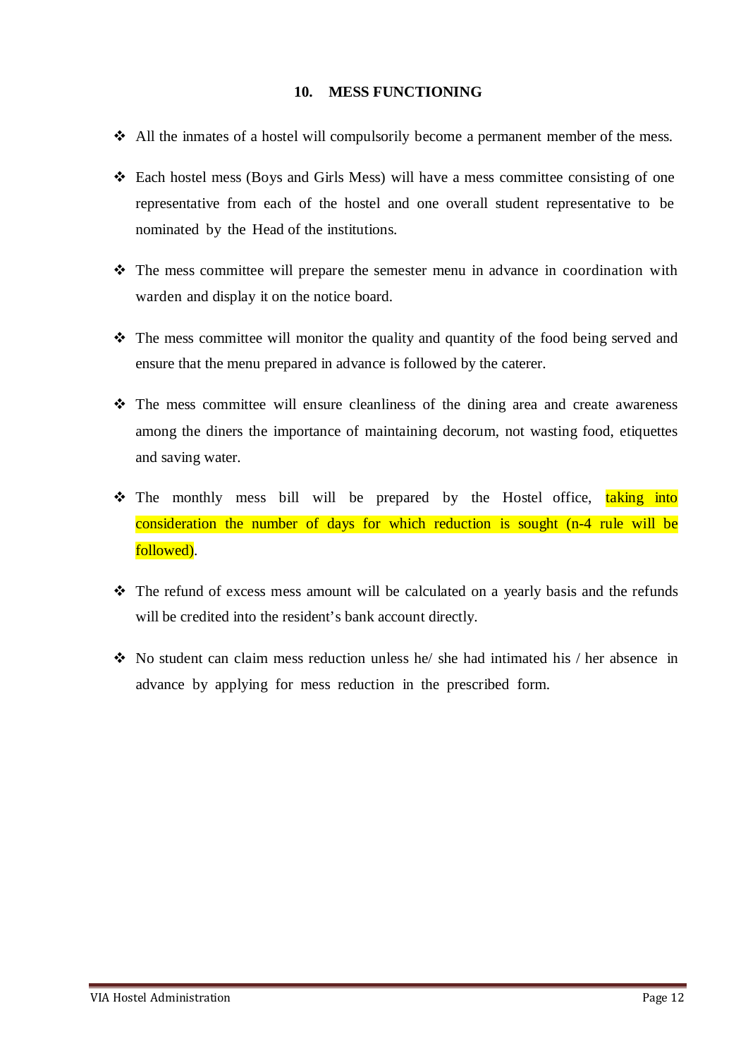## 10. MESS FUNCTIONING

- All the inmates of a hostel will compulsorily become a permanent member of the mess.
- Each hostel mess (Boys and Girls Mess) will have a mess committee consisting of one representative from each of the hostel and one overall student representative to be nominated by the Head of the institutions.
- The mess committee will prepare the semester menu in advance in coordination with warden and display it on the notice board.
- The mess committee will monitor the quality and quantity of the food being served and ensure that the menu prepared in advance is followed by the caterer.
- The mess committee will ensure cleanliness of the dining area and create awareness among the diners the importance of maintaining decorum, not wasting food, etiquettes and saving water.
- The monthly mess bill will be prepared by the Hostel office, taking into consideration the number of days for which reduction is sought (n-4 rule will be followed).
- The refund of excess mess amount will be calculated on a yearly basis and the refunds will be credited into the resident's bank account directly.
- No student can claim mess reduction unless he/ she had intimated his / her absence in advance by applying for mess reduction in the prescribed form.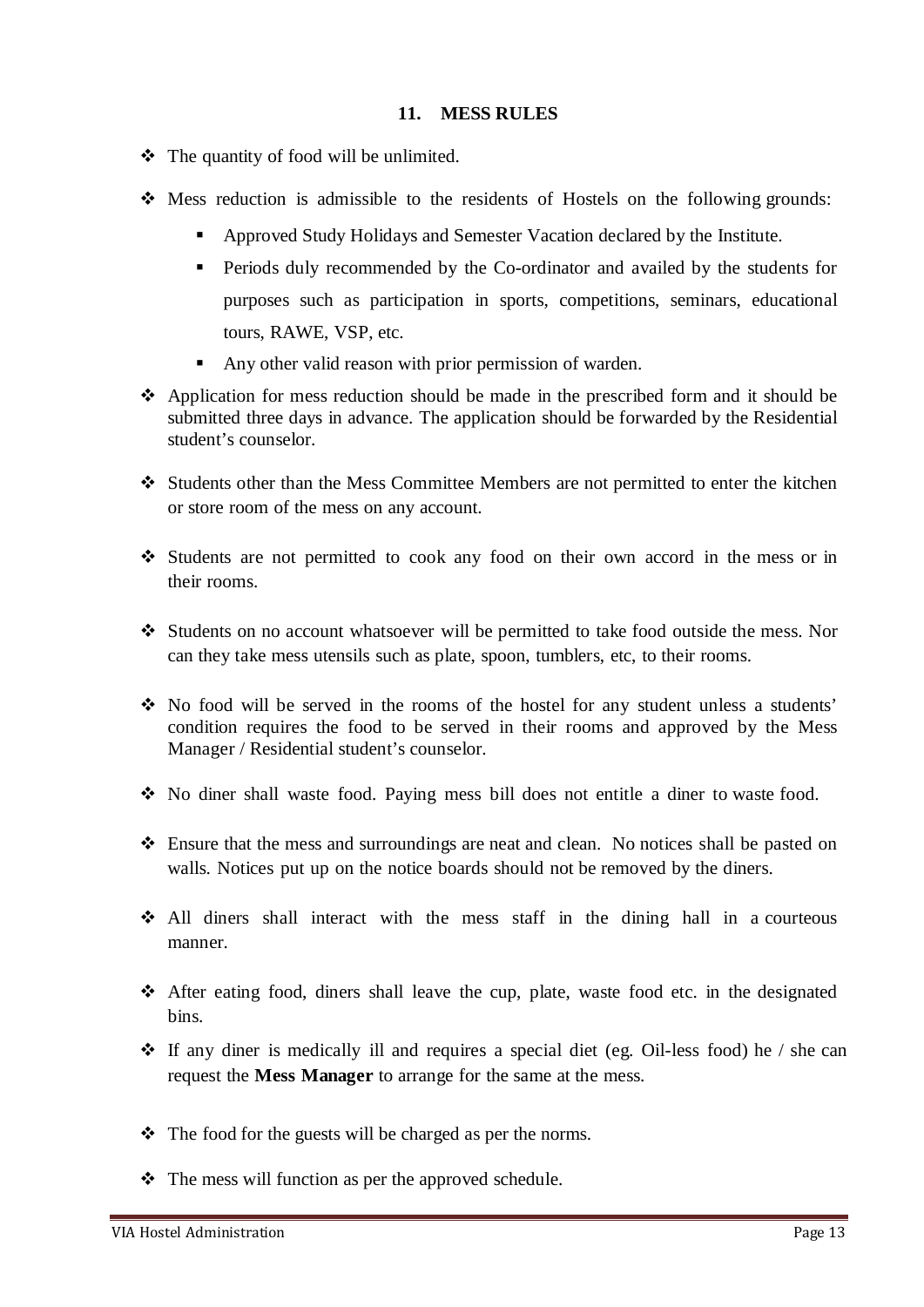## 11. MESS RULES

- The quantity of food will be unlimited.
- Mess reduction is admissible to the residents of Hostels on the following grounds:
  - Approved Study Holidays and Semester Vacation declared by the Institute.
  - Periods duly recommended by the Co-ordinator and availed by the students for purposes such as participation in sports, competitions, seminars, educational tours, RAWE, VSP, etc.
  - Any other valid reason with prior permission of warden.
- Application for mess reduction should be made in the prescribed form and it should be submitted three days in advance. The application should be forwarded by the Residential student's counselor.
- Students other than the Mess Committee Members are not permitted to enter the kitchen or store room of the mess on any account.
- Students are not permitted to cook any food on their own accord in the mess or in their rooms.
- Students on no account whatsoever will be permitted to take food outside the mess. Nor can they take mess utensils such as plate, spoon, tumblers, etc, to their rooms.
- No food will be served in the rooms of the hostel for any student unless a students' condition requires the food to be served in their rooms and approved by the Mess Manager / Residential student's counselor.
- No diner shall waste food. Paying mess bill does not entitle a diner to waste food.
- Ensure that the mess and surroundings are neat and clean. No notices shall be pasted on walls. Notices put up on the notice boards should not be removed by the diners.
- All diners shall interact with the mess staff in the dining hall in a courteous manner.
- After eating food, diners shall leave the cup, plate, waste food etc. in the designated bins.
- If any diner is medically ill and requires a special diet (eg. Oil-less food) he / she can request the **Mess Manager** to arrange for the same at the mess.
- The food for the guests will be charged as per the norms.
- The mess will function as per the approved schedule.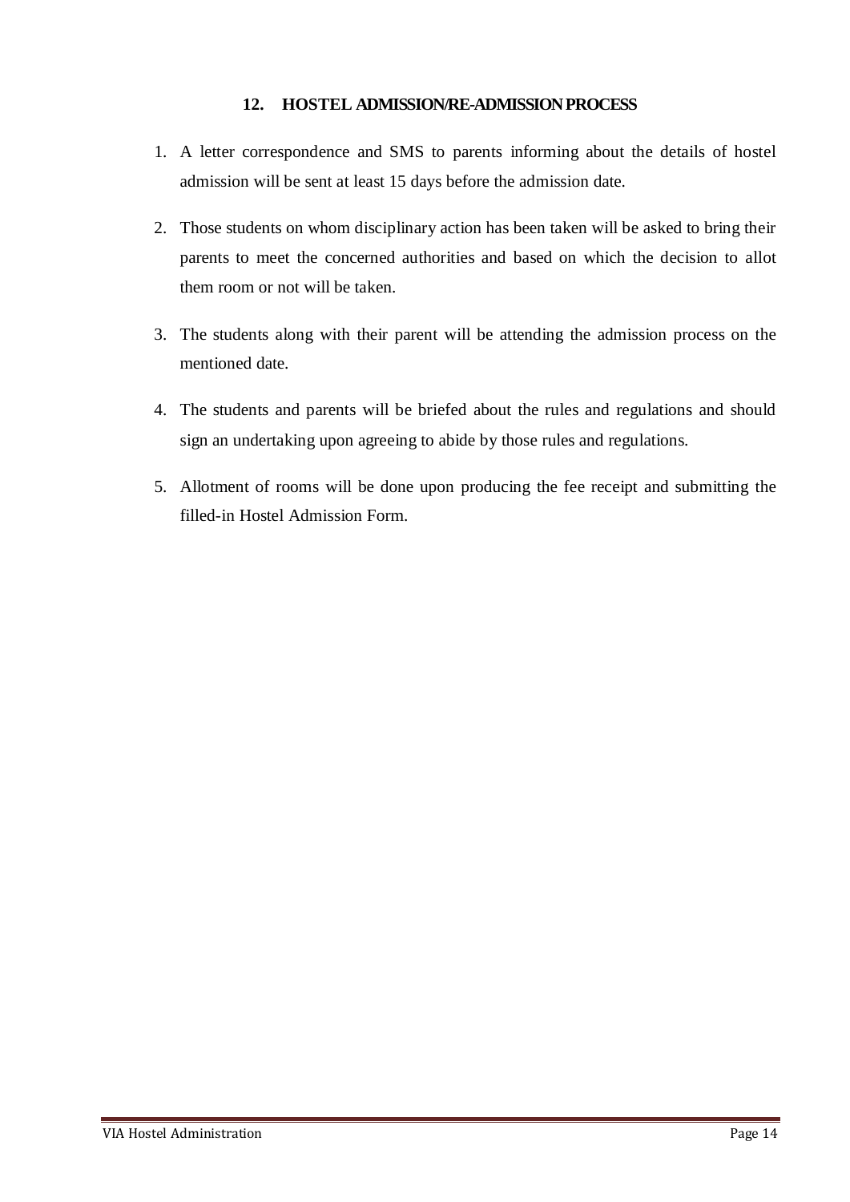## 12. HOSTEL ADMISSION/RE-ADMISSION PROCESS

1. A letter correspondence and SMS to parents informing about the details of hostel admission will be sent at least 15 days before the admission date.
2. Those students on whom disciplinary action has been taken will be asked to bring their parents to meet the concerned authorities and based on which the decision to allot them room or not will be taken.
3. The students along with their parent will be attending the admission process on the mentioned date.
4. The students and parents will be briefed about the rules and regulations and should sign an undertaking upon agreeing to abide by those rules and regulations.
5. Allotment of rooms will be done upon producing the fee receipt and submitting the filled-in Hostel Admission Form.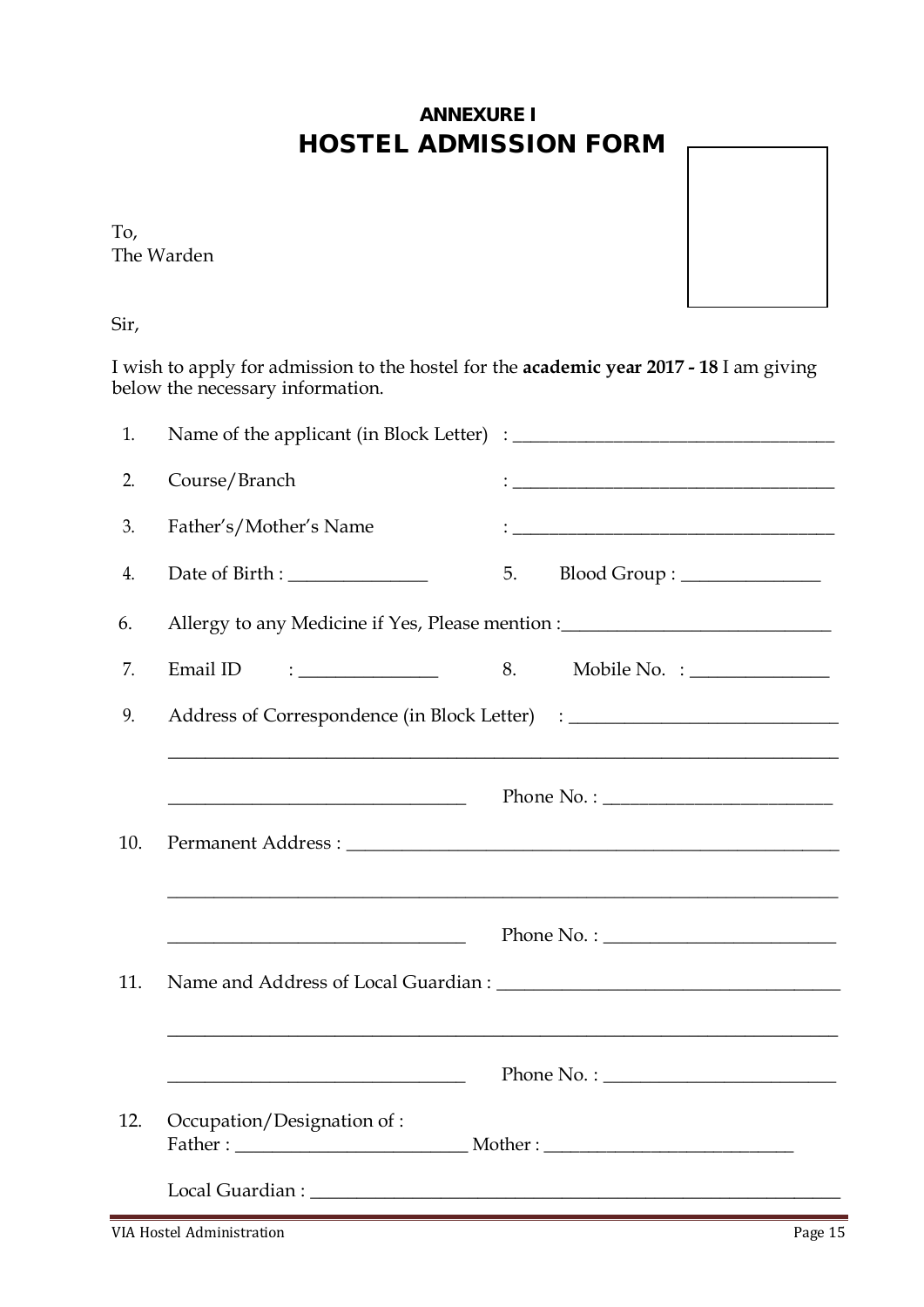**ANNEXURE I**

# HOSTEL ADMISSION FORM

To,
The Warden

Sir,

I wish to apply for admission to the hostel for the **academic year 2017 - 18** I am giving below the necessary information.

1. Name of the applicant (in Block Letter) : ___________________________________

2. Course/Branch : ___________________________________

3. Father's/Mother's Name : ___________________________________

4. Date of Birth : _______________ 5. Blood Group : _______________

6. Allergy to any Medicine if Yes, Please mention :_____________________________

7. Email ID : _______________ 8. Mobile No. : _______________

9. Address of Correspondence (in Block Letter) : _____________________________

   ___________________________________________________________________________

   _________________________________ Phone No. : _________________________

10. Permanent Address : _______________________________________________________

    ___________________________________________________________________________

    _________________________________ Phone No. : _________________________

11. Name and Address of Local Guardian : _____________________________________

    ___________________________________________________________________________

    _________________________________ Phone No. : _________________________

12. Occupation/Designation of :
    Father : _________________________ Mother : ___________________________

    Local Guardian : _____________________________________________________________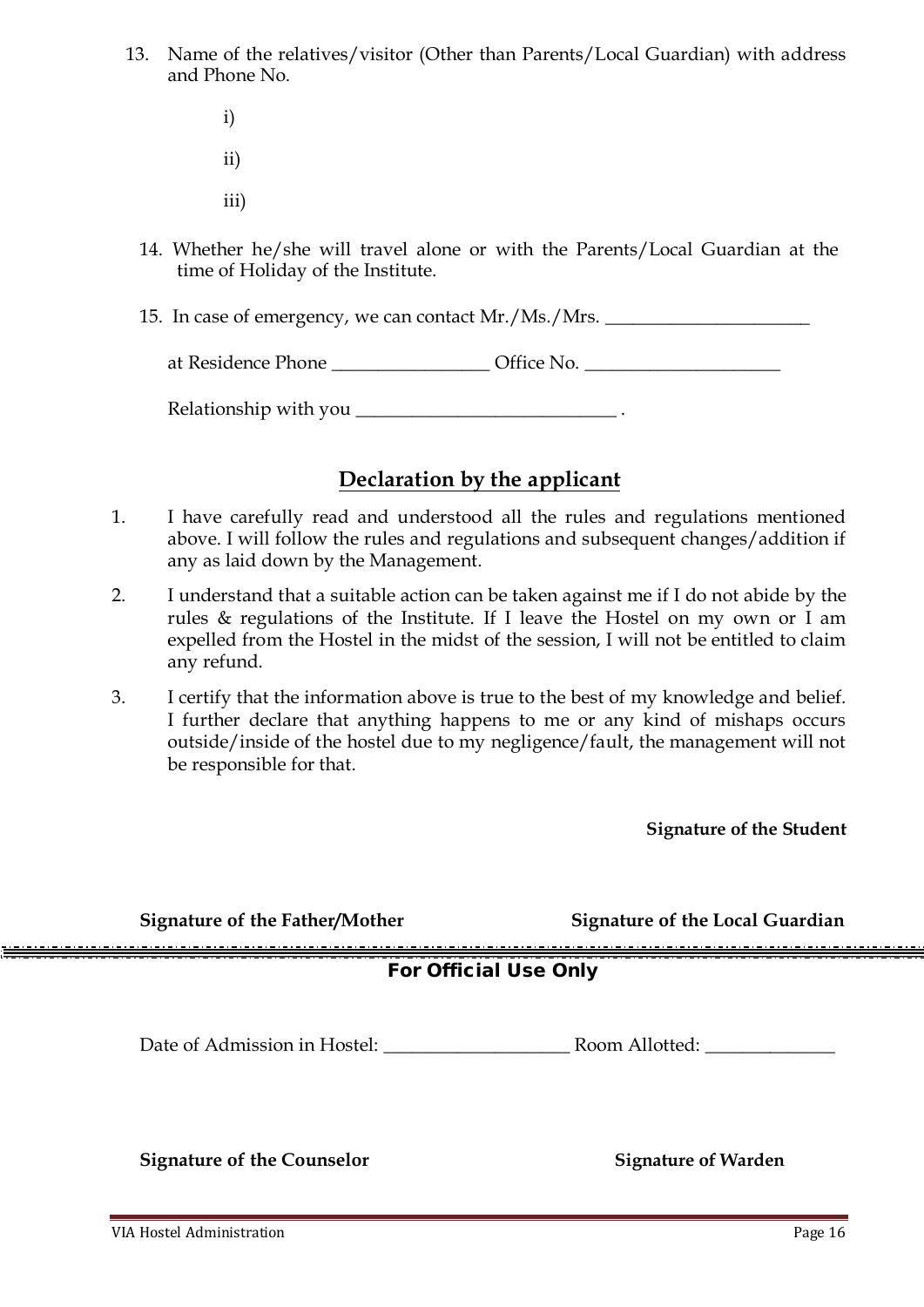13. Name of the relatives/visitor (Other than Parents/Local Guardian) with address and Phone No.

    i)

    ii)

    iii)

14. Whether he/she will travel alone or with the Parents/Local Guardian at the time of Holiday of the Institute.

15. In case of emergency, we can contact Mr./Ms./Mrs. ______________________

    at Residence Phone _________________ Office No. _____________________

    Relationship with you ____________________________ .

## Declaration by the applicant

1. I have carefully read and understood all the rules and regulations mentioned above. I will follow the rules and regulations and subsequent changes/addition if any as laid down by the Management.
2. I understand that a suitable action can be taken against me if I do not abide by the rules & regulations of the Institute. If I leave the Hostel on my own or I am expelled from the Hostel in the midst of the session, I will not be entitled to claim any refund.
3. I certify that the information above is true to the best of my knowledge and belief. I further declare that anything happens to me or any kind of mishaps occurs outside/inside of the hostel due to my negligence/fault, the management will not be responsible for that.

**Signature of the Student**

**Signature of the Father/Mother** **Signature of the Local Guardian**

---

**For Official Use Only**

Date of Admission in Hostel: ____________________ Room Allotted: ______________

**Signature of the Counselor** **Signature of Warden**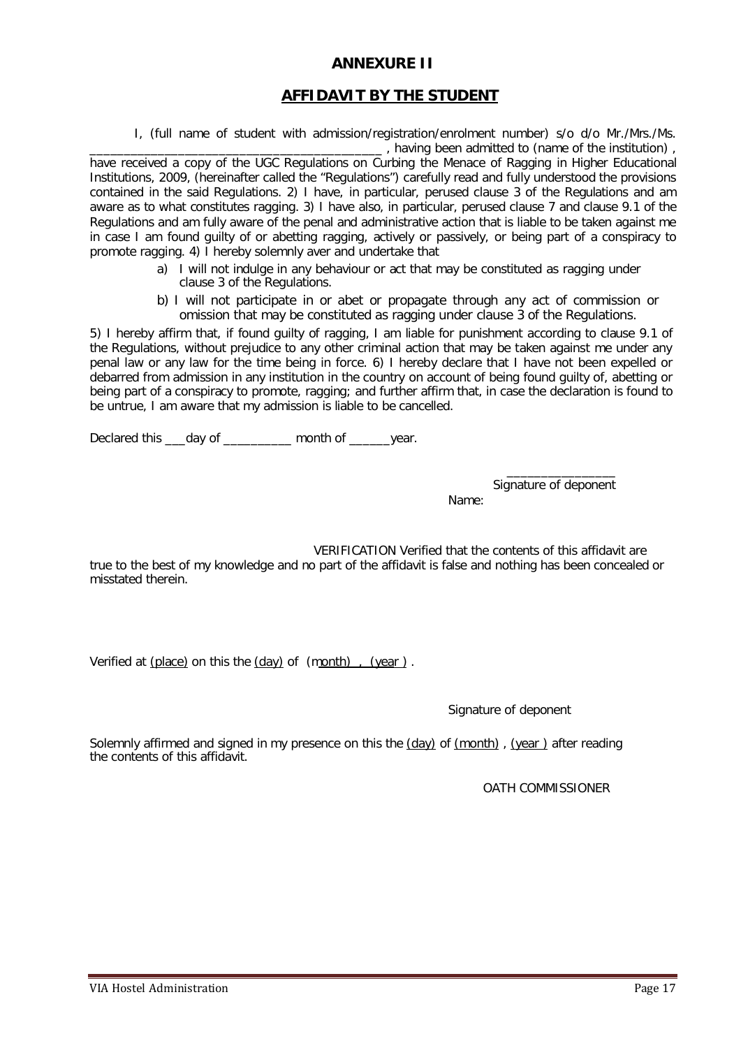# ANNEXURE II

## AFFIDAVIT BY THE STUDENT

I, (full name of student with admission/registration/enrolment number) s/o d/o Mr./Mrs./Ms. __________________________________________ , having been admitted to (name of the institution) , have received a copy of the UGC Regulations on Curbing the Menace of Ragging in Higher Educational Institutions, 2009, (hereinafter called the "Regulations") carefully read and fully understood the provisions contained in the said Regulations. 2) I have, in particular, perused clause 3 of the Regulations and am aware as to what constitutes ragging. 3) I have also, in particular, perused clause 7 and clause 9.1 of the Regulations and am fully aware of the penal and administrative action that is liable to be taken against me in case I am found guilty of or abetting ragging, actively or passively, or being part of a conspiracy to promote ragging. 4) I hereby solemnly aver and undertake that

a) I will not indulge in any behaviour or act that may be constituted as ragging under clause 3 of the Regulations.

b) I will not participate in or abet or propagate through any act of commission or omission that may be constituted as ragging under clause 3 of the Regulations.

5) I hereby affirm that, if found guilty of ragging, I am liable for punishment according to clause 9.1 of the Regulations, without prejudice to any other criminal action that may be taken against me under any penal law or any law for the time being in force. 6) I hereby declare that I have not been expelled or debarred from admission in any institution in the country on account of being found guilty of, abetting or being part of a conspiracy to promote, ragging; and further affirm that, in case the declaration is found to be untrue, I am aware that my admission is liable to be cancelled.

Declared this ___day of __________ month of ______year.

________________
Signature of deponent
Name:

VERIFICATION Verified that the contents of this affidavit are true to the best of my knowledge and no part of the affidavit is false and nothing has been concealed or misstated therein.

Verified at (place) on this the (day) of (month) , (year ) .

Signature of deponent

Solemnly affirmed and signed in my presence on this the (day) of (month) , (year ) after reading the contents of this affidavit.

OATH COMMISSIONER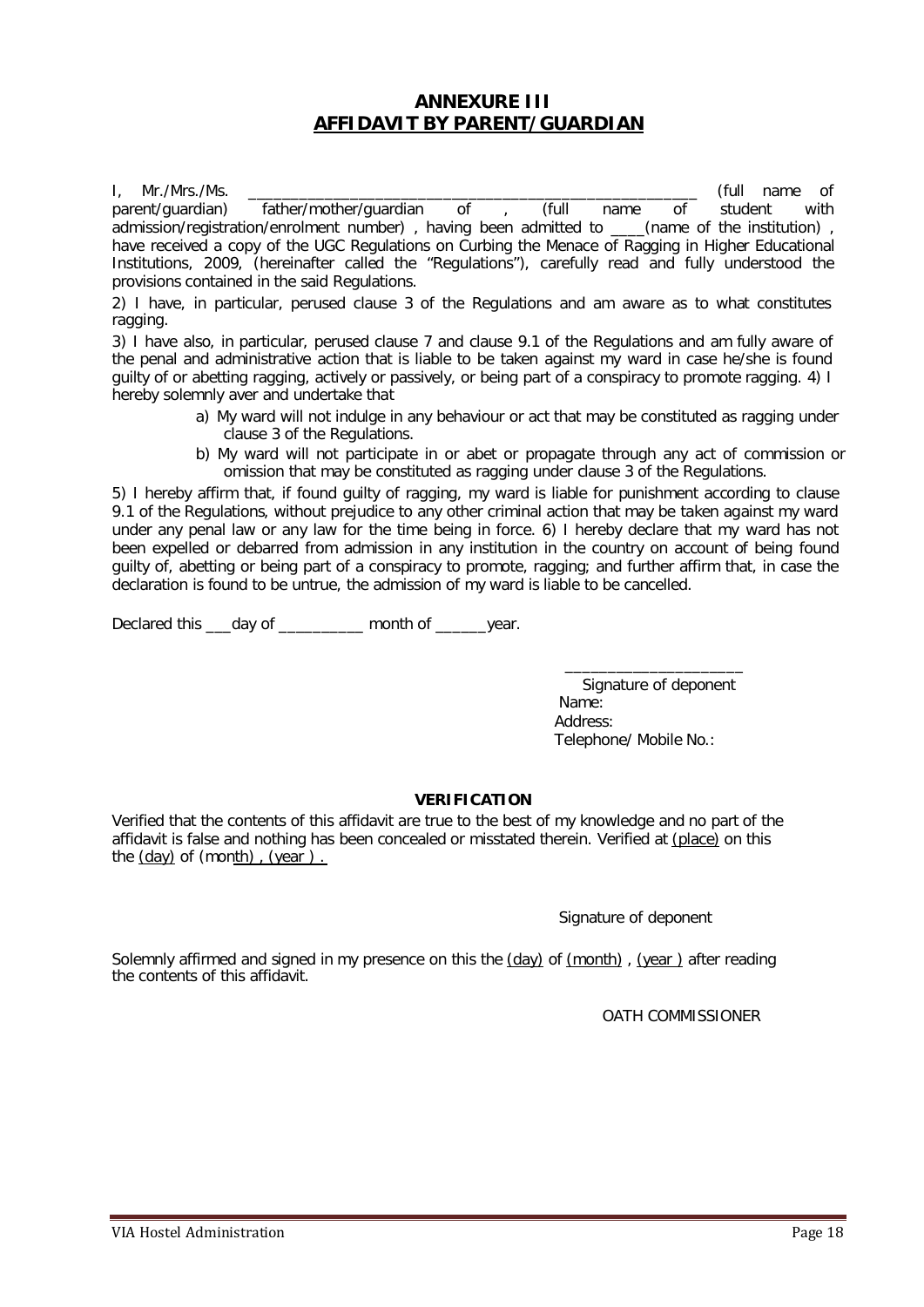# ANNEXURE III
## AFFIDAVIT BY PARENT/GUARDIAN

I, Mr./Mrs./Ms. ________________________________________________ (full name of parent/guardian) father/mother/guardian of , (full name of student with admission/registration/enrolment number) , having been admitted to ____(name of the institution) , have received a copy of the UGC Regulations on Curbing the Menace of Ragging in Higher Educational Institutions, 2009, (hereinafter called the "Regulations"), carefully read and fully understood the provisions contained in the said Regulations.

2) I have, in particular, perused clause 3 of the Regulations and am aware as to what constitutes ragging.

3) I have also, in particular, perused clause 7 and clause 9.1 of the Regulations and am fully aware of the penal and administrative action that is liable to be taken against my ward in case he/she is found guilty of or abetting ragging, actively or passively, or being part of a conspiracy to promote ragging. 4) I hereby solemnly aver and undertake that

a) My ward will not indulge in any behaviour or act that may be constituted as ragging under clause 3 of the Regulations.

b) My ward will not participate in or abet or propagate through any act of commission or omission that may be constituted as ragging under clause 3 of the Regulations.

5) I hereby affirm that, if found guilty of ragging, my ward is liable for punishment according to clause 9.1 of the Regulations, without prejudice to any other criminal action that may be taken against my ward under any penal law or any law for the time being in force. 6) I hereby declare that my ward has not been expelled or debarred from admission in any institution in the country on account of being found guilty of, abetting or being part of a conspiracy to promote, ragging; and further affirm that, in case the declaration is found to be untrue, the admission of my ward is liable to be cancelled.

Declared this ___day of __________ month of ______year.

____________________
Signature of deponent
Name:
Address:
Telephone/ Mobile No.:

**VERIFICATION**

Verified that the contents of this affidavit are true to the best of my knowledge and no part of the affidavit is false and nothing has been concealed or misstated therein. Verified at (place) on this the (day) of (month) , (year ) .

Signature of deponent

Solemnly affirmed and signed in my presence on this the (day) of (month) , (year ) after reading the contents of this affidavit.

OATH COMMISSIONER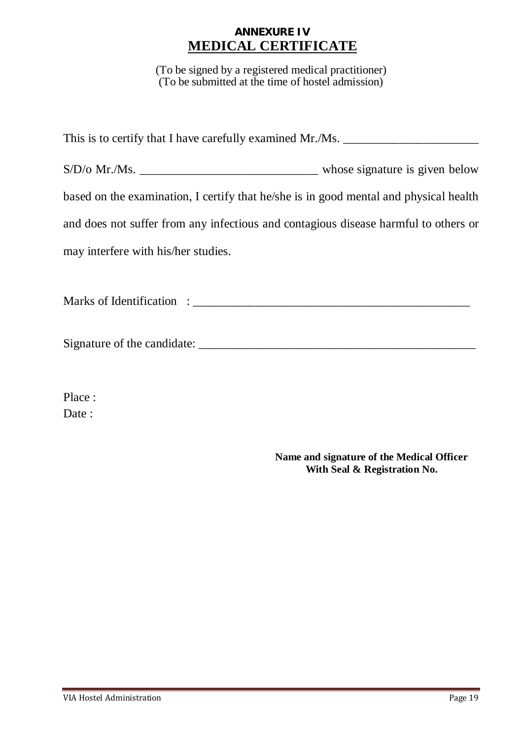**ANNEXURE IV**

# MEDICAL CERTIFICATE

(To be signed by a registered medical practitioner)
(To be submitted at the time of hostel admission)

This is to certify that I have carefully examined Mr./Ms. ______________________ S/D/o Mr./Ms. _____________________________ whose signature is given below based on the examination, I certify that he/she is in good mental and physical health and does not suffer from any infectious and contagious disease harmful to others or may interfere with his/her studies.

Marks of Identification : ______________________________________________

Signature of the candidate: ______________________________________________

Place :
Date :

**Name and signature of the Medical Officer**
**With Seal & Registration No.**